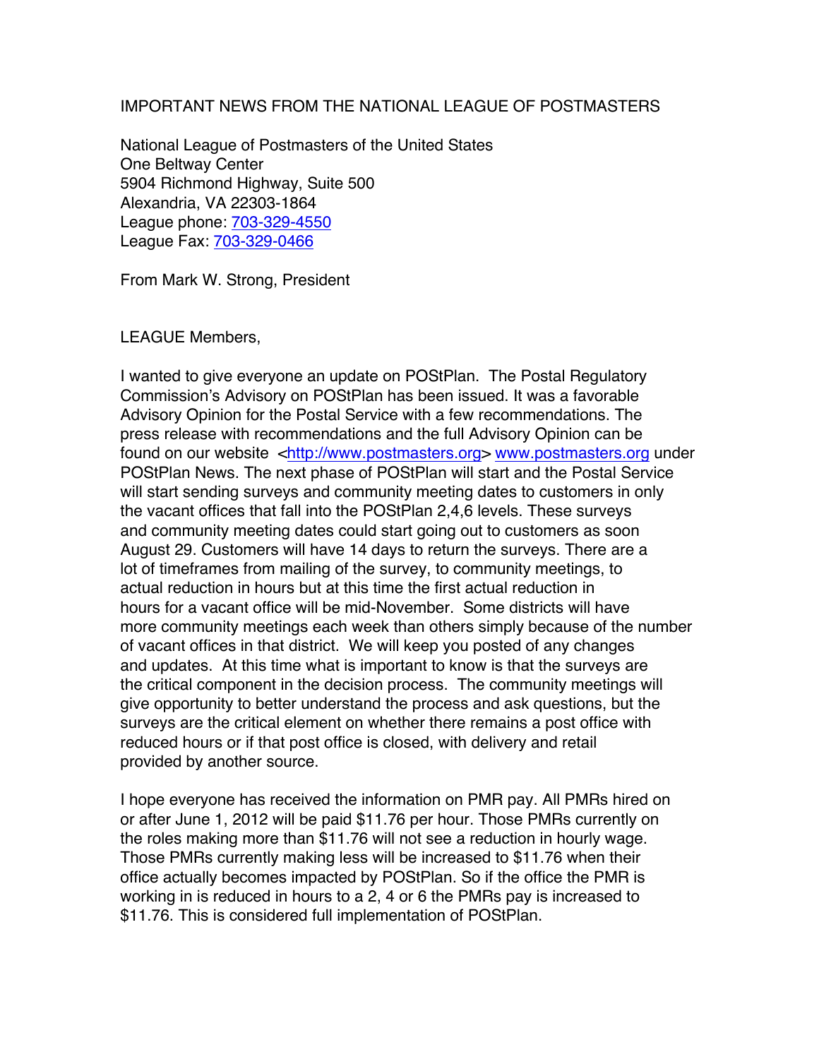IMPORTANT NEWS FROM THE NATIONAL LEAGUE OF POSTMASTERS

National League of Postmasters of the United States
One Beltway Center
5904 Richmond Highway, Suite 500
Alexandria, VA 22303-1864
League phone: 703-329-4550
League Fax: 703-329-0466

From Mark W. Strong, President

LEAGUE Members,

I wanted to give everyone an update on POStPlan. The Postal Regulatory Commission's Advisory on POStPlan has been issued. It was a favorable Advisory Opinion for the Postal Service with a few recommendations. The press release with recommendations and the full Advisory Opinion can be found on our website <http://www.postmasters.org> www.postmasters.org under POStPlan News. The next phase of POStPlan will start and the Postal Service will start sending surveys and community meeting dates to customers in only the vacant offices that fall into the POStPlan 2,4,6 levels. These surveys and community meeting dates could start going out to customers as soon August 29. Customers will have 14 days to return the surveys. There are a lot of timeframes from mailing of the survey, to community meetings, to actual reduction in hours but at this time the first actual reduction in hours for a vacant office will be mid-November. Some districts will have more community meetings each week than others simply because of the number of vacant offices in that district. We will keep you posted of any changes and updates. At this time what is important to know is that the surveys are the critical component in the decision process. The community meetings will give opportunity to better understand the process and ask questions, but the surveys are the critical element on whether there remains a post office with reduced hours or if that post office is closed, with delivery and retail provided by another source.

I hope everyone has received the information on PMR pay. All PMRs hired on or after June 1, 2012 will be paid $11.76 per hour. Those PMRs currently on the roles making more than $11.76 will not see a reduction in hourly wage. Those PMRs currently making less will be increased to $11.76 when their office actually becomes impacted by POStPlan. So if the office the PMR is working in is reduced in hours to a 2, 4 or 6 the PMRs pay is increased to $11.76. This is considered full implementation of POStPlan.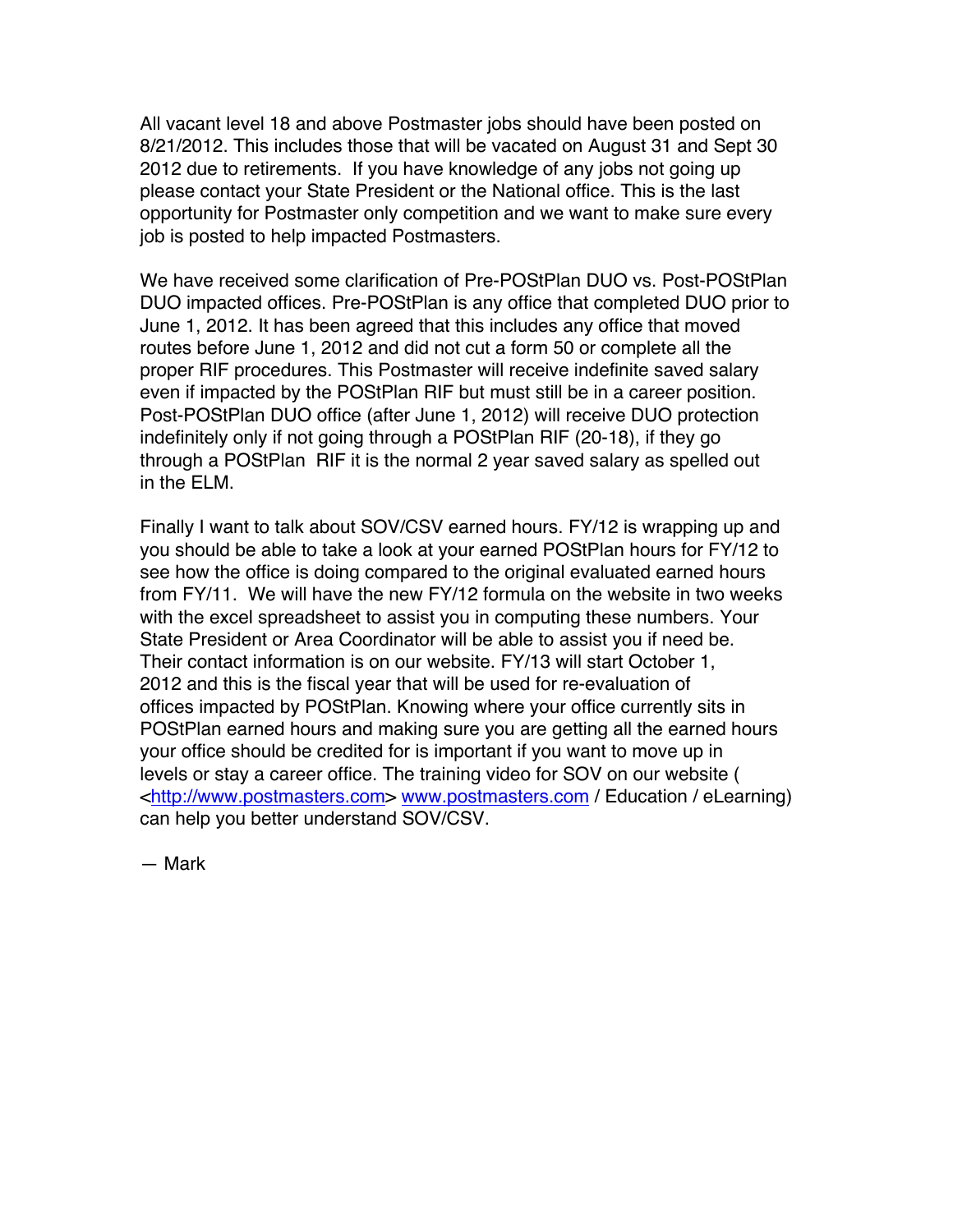All vacant level 18 and above Postmaster jobs should have been posted on 8/21/2012. This includes those that will be vacated on August 31 and Sept 30 2012 due to retirements. If you have knowledge of any jobs not going up please contact your State President or the National office. This is the last opportunity for Postmaster only competition and we want to make sure every job is posted to help impacted Postmasters.

We have received some clarification of Pre-POStPlan DUO vs. Post-POStPlan DUO impacted offices. Pre-POStPlan is any office that completed DUO prior to June 1, 2012. It has been agreed that this includes any office that moved routes before June 1, 2012 and did not cut a form 50 or complete all the proper RIF procedures. This Postmaster will receive indefinite saved salary even if impacted by the POStPlan RIF but must still be in a career position. Post-POStPlan DUO office (after June 1, 2012) will receive DUO protection indefinitely only if not going through a POStPlan RIF (20-18), if they go through a POStPlan RIF it is the normal 2 year saved salary as spelled out in the ELM.

Finally I want to talk about SOV/CSV earned hours. FY/12 is wrapping up and you should be able to take a look at your earned POStPlan hours for FY/12 to see how the office is doing compared to the original evaluated earned hours from FY/11. We will have the new FY/12 formula on the website in two weeks with the excel spreadsheet to assist you in computing these numbers. Your State President or Area Coordinator will be able to assist you if need be. Their contact information is on our website. FY/13 will start October 1, 2012 and this is the fiscal year that will be used for re-evaluation of offices impacted by POStPlan. Knowing where your office currently sits in POStPlan earned hours and making sure you are getting all the earned hours your office should be credited for is important if you want to move up in levels or stay a career office. The training video for SOV on our website ( <http://www.postmasters.com> www.postmasters.com / Education / eLearning) can help you better understand SOV/CSV.

— Mark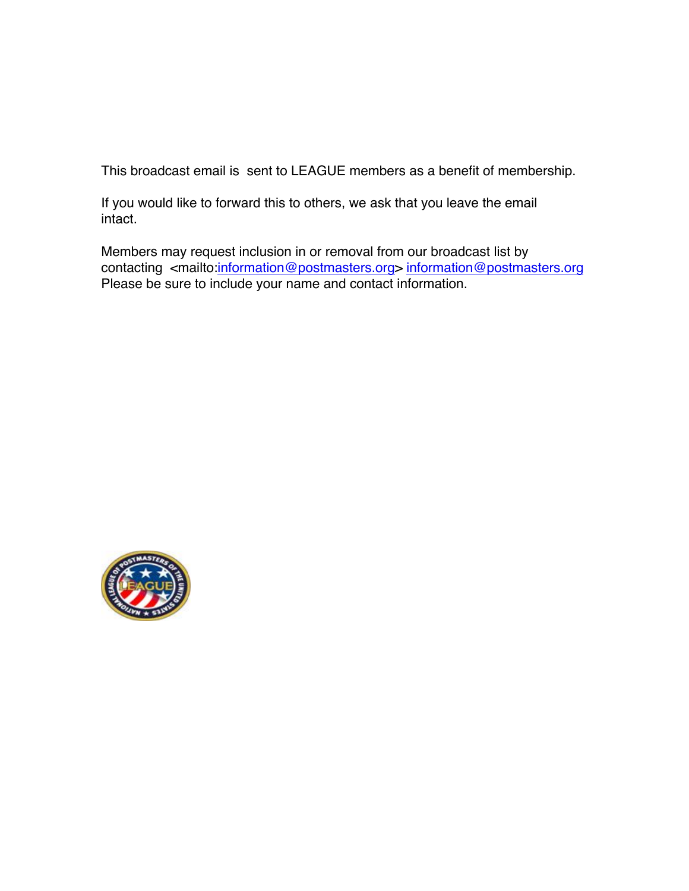This broadcast email is sent to LEAGUE members as a benefit of membership.

If you would like to forward this to others, we ask that you leave the email intact.

Members may request inclusion in or removal from our broadcast list by contacting <mailto:information@postmasters.org> information@postmasters.org Please be sure to include your name and contact information.